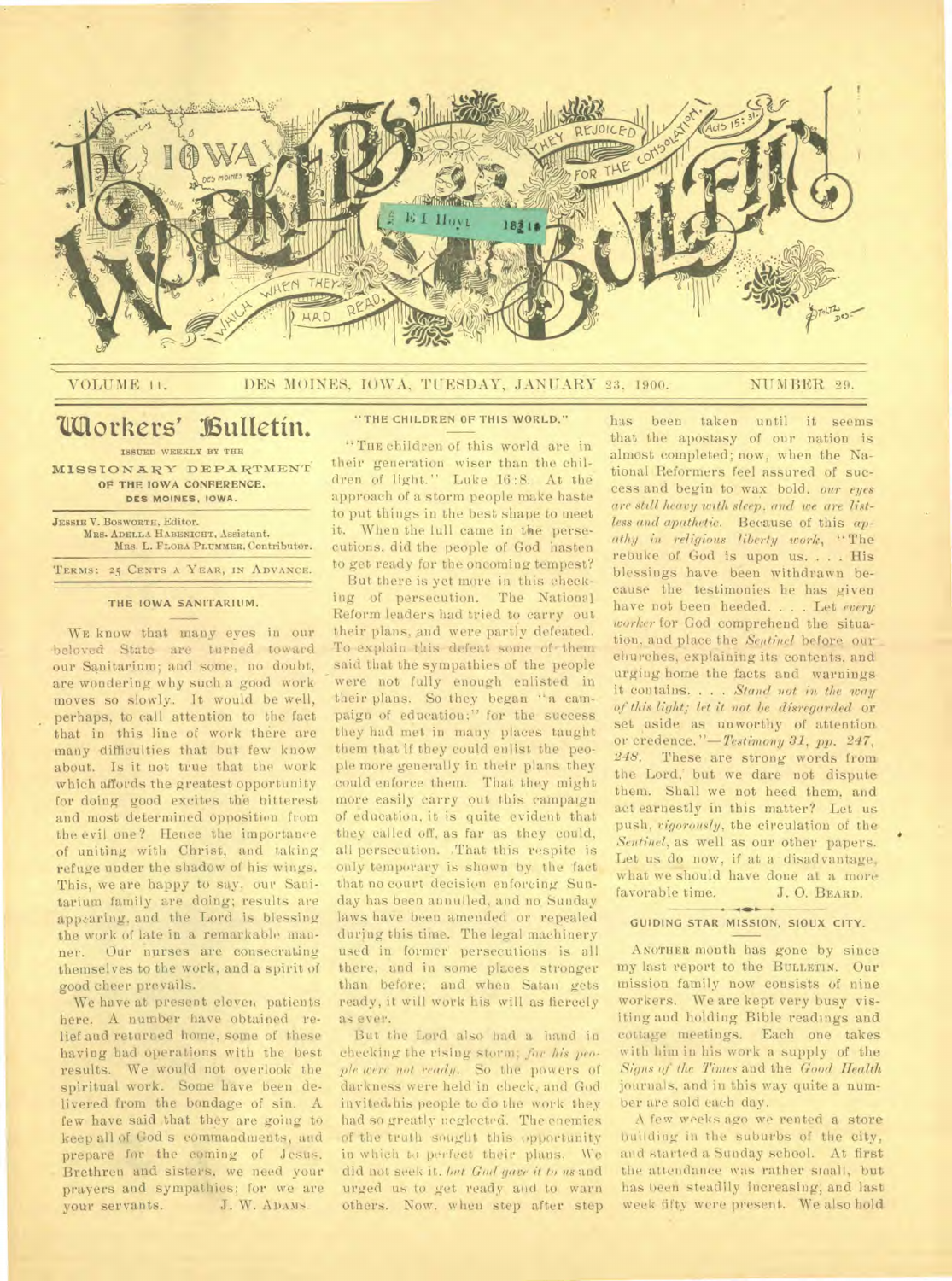# THE IOWA WORKERS' BULLETIN

VOLUME 11. DES MOINES, IOWA, TUESDAY, JANUARY 23, 1900. NUMBER 29.

## Workers' Bulletin.

ISSUED WEEKLY BY THE
MISSIONARY DEPARTMENT
OF THE IOWA CONFERENCE,
DES MOINES, IOWA.

JESSIE V. BOSWORTH, Editor.
MRS. ADELLA HABENICHT, Assistant.
MRS. L. FLORA PLUMMER, Contributor.

TERMS: 25 CENTS A YEAR, IN ADVANCE.

### THE IOWA SANITARIUM.

WE know that many eyes in our beloved State are turned toward our Sanitarium; and some, no doubt, are wondering why such a good work moves so slowly. It would be well, perhaps, to call attention to the fact that in this line of work there are many difficulties that but few know about. Is it not true that the work which affords the greatest opportunity for doing good excites the bitterest and most determined opposition from the evil one? Hence the importance of uniting with Christ, and taking refuge under the shadow of his wings. This, we are happy to say, our Sanitarium family are doing; results are appearing, and the Lord is blessing the work of late in a remarkable manner. Our nurses are consecrating themselves to the work, and a spirit of good cheer prevails.

We have at present eleven patients here. A number have obtained relief and returned home, some of these having had operations with the best results. We would not overlook the spiritual work. Some have been delivered from the bondage of sin. A few have said that they are going to keep all of God's commandments, and prepare for the coming of Jesus. Brethren and sisters, we need your prayers and sympathies; for we are your servants. J. W. ADAMS.

### "THE CHILDREN OF THIS WORLD."

"THE children of this world are in their generation wiser than the children of light." Luke 16:8. At the approach of a storm people make haste to put things in the best shape to meet it. When the lull came in the persecutions, did the people of God hasten to get ready for the oncoming tempest?

But there is yet more in this checking of persecution. The National Reform leaders had tried to carry out their plans, and were partly defeated. To explain this defeat some of them said that the sympathies of the people were not fully enough enlisted in their plans. So they began "a campaign of education;" for the success they had met in many places taught them that if they could enlist the people more generally in their plans they could enforce them. That they might more easily carry out this campaign of education, it is quite evident that they called off, as far as they could, all persecution. That this respite is only temporary is shown by the fact that no court decision enforcing Sunday has been annulled, and no Sunday laws have been amended or repealed during this time. The legal machinery used in former persecutions is all there, and in some places stronger than before; and when Satan gets ready, it will work his will as fiercely as ever.

But the Lord also had a hand in checking the rising storm; *for his people were not ready.* So the powers of darkness were held in check, and God invited his people to do the work they had so greatly neglected. The enemies of the truth sought this opportunity in which to perfect their plans. We did not seek it, *but God gave it to us* and urged us to get ready and to warn others. Now, when step after step has been taken until it seems that the apostasy of our nation is almost completed; now, when the National Reformers feel assured of success and begin to wax bold, *our eyes are still heavy with sleep, and we are listless and apathetic.* Because of this *apathy in religious liberty work,* "The rebuke of God is upon us. . . . His blessings have been withdrawn because the testimonies he has given have not been heeded. . . . Let *every worker* for God comprehend the situation, and place the *Sentinel* before our churches, explaining its contents, and urging home the facts and warnings it contains. . . . *Stand not in the way of this light; let it not be disregarded* or set aside as unworthy of attention or credence."—*Testimony 31, pp. 247, 248.* These are strong words from the Lord, but we dare not dispute them. Shall we not heed them, and act earnestly in this matter? Let us push, *vigorously,* the circulation of the *Sentinel,* as well as our other papers. Let us do now, if at a disadvantage, what we should have done at a more favorable time. J. O. BEARD.

### GUIDING STAR MISSION, SIOUX CITY.

ANOTHER month has gone by since my last report to the BULLETIN. Our mission family now consists of nine workers. We are kept very busy visiting and holding Bible readings and cottage meetings. Each one takes with him in his work a supply of the *Signs of the Times* and the *Good Health* journals, and in this way quite a number are sold each day.

A few weeks ago we rented a store building in the suburbs of the city, and started a Sunday school. At first the attendance was rather small, but has been steadily increasing, and last week fifty were present. We also hold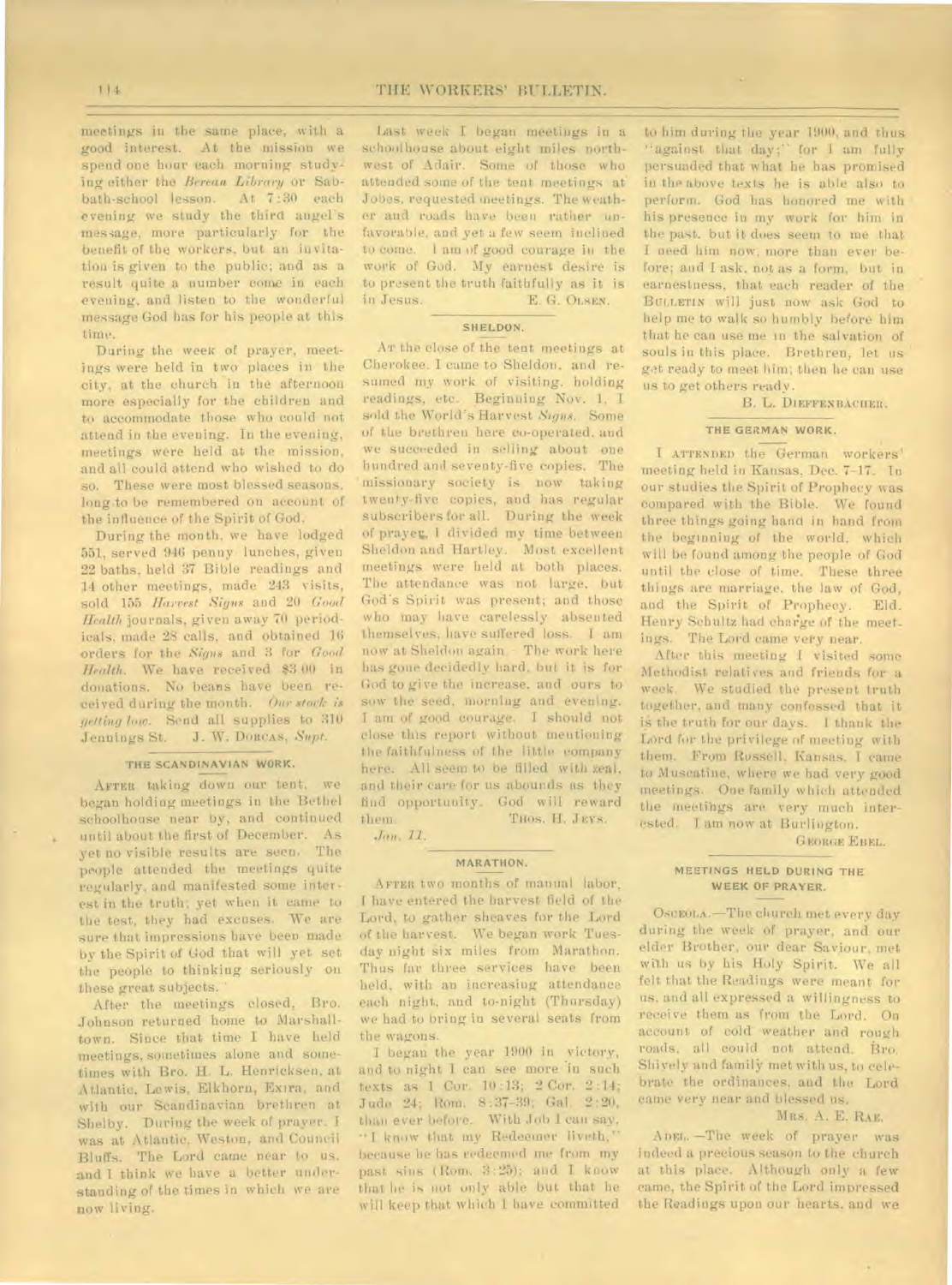meetings in the same place, with a good interest. At the mission we spend one hour each morning studying either the *Berean Library* or Sabbath-school lesson. At 7:30 each evening we study the third angel's message, more particularly for the benefit of the workers, but an invitation is given to the public; and as a result quite a number come in each evening, and listen to the wonderful message God has for his people at this time.

During the week of prayer, meetings were held in two places in the city, at the church in the afternoon more especially for the children and to accommodate those who could not attend in the evening. In the evening, meetings were held at the mission, and all could attend who wished to do so. These were most blessed seasons, long to be remembered on account of the influence of the Spirit of God.

During the month, we have lodged 551, served 946 penny lunches, given 22 baths, held 37 Bible readings and 14 other meetings, made 243 visits, sold 155 *Harvest Signs* and 20 *Good Health* journals, given away 70 periodicals, made 28 calls, and obtained 16 orders for the *Signs* and 3 for *Good Health*. We have received $3.00 in donations. No beans have been received during the month. *Our stock is getting low.* Send all supplies to 310 Jennings St. J. W. DORCAS, *Supt.*

### THE SCANDINAVIAN WORK.

AFTER taking down our tent, we began holding meetings in the Bethel schoolhouse near by, and continued until about the first of December. As yet no visible results are seen. The people attended the meetings quite regularly, and manifested some interest in the truth; yet when it came to the test, they had excuses. We are sure that impressions have been made by the Spirit of God that will yet set the people to thinking seriously on these great subjects.

After the meetings closed, Bro. Johnson returned home to Marshalltown. Since that time I have held meetings, sometimes alone and sometimes with Bro. H. L. Henricksen, at Atlantic, Lewis, Elkhorn, Exira, and with our Scandinavian brethren at Shelby. During the week of prayer, I was at Atlantic, Weston, and Council Bluffs. The Lord came near to us, and I think we have a better understanding of the times in which we are now living.

Last week I began meetings in a schoolhouse about eight miles northwest of Adair. Some of those who attended some of the tent meetings at Jobes, requested meetings. The weather and roads have been rather unfavorable, and yet a few seem inclined to come. I am of good courage in the work of God. My earnest desire is to present the truth faithfully as it is in Jesus. E. G. OLSEN.

### SHELDON.

AT the close of the tent meetings at Cherokee, I came to Sheldon, and resumed my work of visiting, holding readings, etc. Beginning Nov. 1, I sold the World's Harvest *Signs*. Some of the brethren here co-operated, and we succeeded in selling about one hundred and seventy-five copies. The missionary society is now taking twenty-five copies, and has regular subscribers for all. During the week of prayer, I divided my time between Sheldon and Hartley. Most excellent meetings were held at both places. The attendance was not large, but God's Spirit was present; and those who may have carelessly absented themselves, have suffered loss. I am now at Sheldon again. The work here has gone decidedly hard, but it is for God to give the increase, and ours to sow the seed, morning and evening. I am of good courage. I should not close this report without mentioning the faithfulness of the little company here. All seem to be filled with zeal, and their care for us abounds as they find opportunity. God will reward them. THOS. H. JEYS.

*Jan. 11.*

### MARATHON.

AFTER two months of manual labor, I have entered the harvest field of the Lord, to gather sheaves for the Lord of the harvest. We began work Tuesday night six miles from Marathon. Thus far three services have been held, with an increasing attendance each night, and to-night (Thursday) we had to bring in several seats from the wagons.

I began the year 1900 in victory, and to-night I can see more in such texts as 1 Cor. 10:13; 2 Cor. 2:14; Jude 24; Rom. 8:37-39; Gal. 2:20, than ever before. With Job I can say, "I know that my Redeemer liveth," because he has redeemed me from my past sins (Rom. 3:25); and I know that he is not only able but that he will keep that which I have committed to him during the year 1900, and thus "against that day;" for I am fully persuaded that what he has promised in the above texts he is able also to perform. God has honored me with his presence in my work for him in the past, but it does seem to me that I need him now, more than ever before; and I ask, not as a form, but in earnestness, that each reader of the BULLETIN will just now ask God to help me to walk so humbly before him that he can use me in the salvation of souls in this place. Brethren, let us get ready to meet him; then he can use us to get others ready.

B. L. DIEFFENBACHER.

### THE GERMAN WORK.

I ATTENDED the German workers' meeting held in Kansas, Dec. 7-17. In our studies the Spirit of Prophecy was compared with the Bible. We found three things going hand in hand from the beginning of the world, which will be found among the people of God until the close of time. These three things are marriage, the law of God, and the Spirit of Prophecy. Eld. Henry Schultz had charge of the meetings. The Lord came very near.

After this meeting I visited some Methodist relatives and friends for a week. We studied the present truth together, and many confessed that it is the truth for our days. I thank the Lord for the privilege of meeting with them. From Russell, Kansas, I came to Muscatine, where we had very good meetings. One family which attended the meetings are very much interested. I am now at Burlington.

GEORGE EBEL.

### MEETINGS HELD DURING THE WEEK OF PRAYER.

OSCEOLA.—The church met every day during the week of prayer, and our elder Brother, our dear Saviour, met with us by his Holy Spirit. We all felt that the Readings were meant for us, and all expressed a willingness to receive them as from the Lord. On account of cold weather and rough roads, all could not attend. Bro. Shively and family met with us, to celebrate the ordinances, and the Lord came very near and blessed us.

MRS. A. E. RAE.

ADEL.—The week of prayer was indeed a precious season to the church at this place. Although only a few came, the Spirit of the Lord impressed the Readings upon our hearts, and we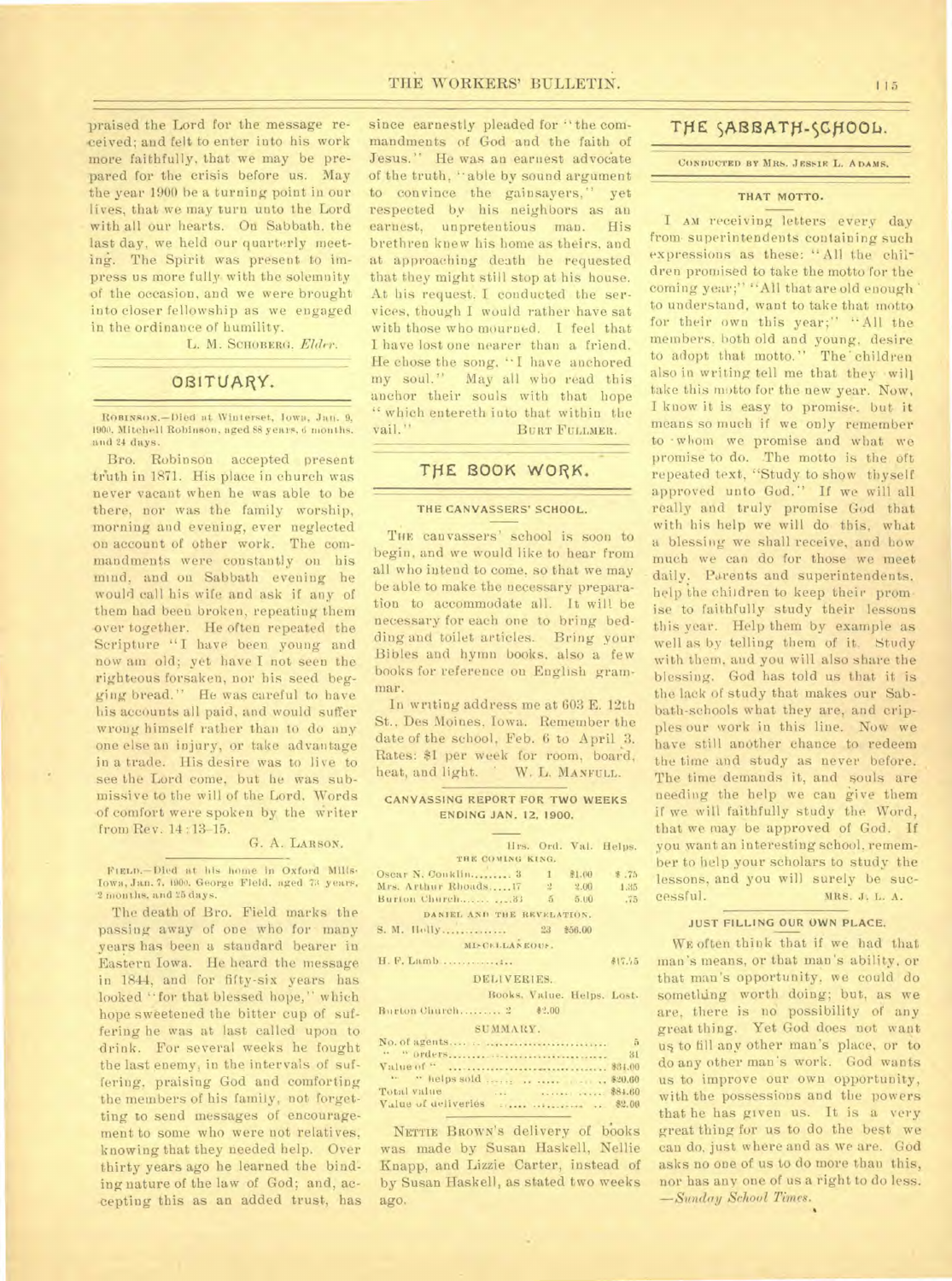praised the Lord for the message received; and felt to enter into his work more faithfully, that we may be prepared for the crisis before us. May the year 1900 be a turning point in our lives, that we may turn unto the Lord with all our hearts. On Sabbath, the last day, we held our quarterly meeting. The Spirit was present to impress us more fully with the solemnity of the occasion, and we were brought into closer fellowship as we engaged in the ordinance of humility.

L. M. SCHOBERG, *Elder*.

## OBITUARY.

ROBINSON.—Died at Winterset, Iowa, Jan. 9, 1900, Mitchell Robinson, aged 88 years, 6 months, and 24 days.

Bro. Robinson accepted present truth in 1871. His place in church was never vacant when he was able to be there, nor was the family worship, morning and evening, ever neglected on account of other work. The commandments were constantly on his mind, and on Sabbath evening he would call his wife and ask if any of them had been broken, repeating them over together. He often repeated the Scripture "I have been young and now am old; yet have I not seen the righteous forsaken, nor his seed begging bread." He was careful to have his accounts all paid, and would suffer wrong himself rather than to do any one else an injury, or take advantage in a trade. His desire was to live to see the Lord come, but he was submissive to the will of the Lord. Words of comfort were spoken by the writer from Rev. 14:13-15.

G. A. LARSON.

FIELD.—Died at his home in Oxford Mills, Iowa, Jan. 7, 1900, George Field, aged 73 years, 2 months, and 25 days.

The death of Bro. Field marks the passing away of one who for many years has been a standard bearer in Eastern Iowa. He heard the message in 1844, and for fifty-six years has looked "for that blessed hope," which hope sweetened the bitter cup of suffering he was at last called upon to drink. For several weeks he fought the last enemy, in the intervals of suffering, praising God and comforting the members of his family, not forgetting to send messages of encouragement to some who were not relatives, knowing that they needed help. Over thirty years ago he learned the binding nature of the law of God; and, accepting this as an added trust, has since earnestly pleaded for "the commandments of God and the faith of Jesus." He was an earnest advocate of the truth, "able by sound argument to convince the gainsayers," yet respected by his neighbors as an earnest, unpretentious man. His brethren knew his home as theirs, and at approaching death he requested that they might still stop at his house. At his request, I conducted the services, though I would rather have sat with those who mourned. I feel that I have lost one nearer than a friend. He chose the song, "I have anchored my soul." May all who read this anchor their souls with that hope "which entereth into that within the vail."

BURT FULLMER.

## THE BOOK WORK.

### THE CANVASSERS' SCHOOL.

THE canvassers' school is soon to begin, and we would like to hear from all who intend to come, so that we may be able to make the necessary preparation to accommodate all. It will be necessary for each one to bring bedding and toilet articles. Bring your Bibles and hymn books, also a few books for reference on English grammar.

In writing address me at 603 E. 12th St., Des Moines, Iowa. Remember the date of the school, Feb. 6 to April 3. Rates: $1 per week for room, board, heat, and light.

W. L. MANFULL.

### CANVASSING REPORT FOR TWO WEEKS ENDING JAN. 12, 1900.

| | Hrs. | Ord. | Val. | Helps. |
|---|---|---|---|---|
| THE COMING KING. | | | | |
| Oscar N. Conklin | 3 | 1 | $1.00 | $ .75 |
| Mrs. Arthur Rhoads | 17 | 2 | 2.00 | 1.35 |
| Burton Church | 31 | 5 | 5.00 | .75 |
| DANIEL AND THE REVELATION. | | | | |
| S. M. Holly | | 23 | $56.00 | |
| MISCELLANEOUS. | | | | |
| H. F. Lamb | | | | $17.55 |

DELIVERIES.

| | Books. | Value. | Helps. | Lost. |
|---|---|---|---|---|
| Burton Church | 2 | $2.00 | | |

SUMMARY.

| | |
|---|---|
| No. of agents | 5 |
| " " orders | 31 |
| Value of " | $64.00 |
| " " helps sold | $20.60 |
| Total value | $84.60 |
| Value of deliveries | $2.00 |

NETTIE BROWN'S delivery of books was made by Susan Haskell, Nellie Knapp, and Lizzie Carter, instead of by Susan Haskell, as stated two weeks ago.

## THE SABBATH-SCHOOL.

CONDUCTED BY MRS. JESSIE L. ADAMS.

### THAT MOTTO.

I AM receiving letters every day from superintendents containing such expressions as these: "All the children promised to take the motto for the coming year;" "All that are old enough to understand, want to take that motto for their own this year;" "All the members, both old and young, desire to adopt that motto." The children also in writing tell me that they will take this motto for the new year. Now, I know it is easy to promise, but it means so much if we only remember to whom we promise and what we promise to do. The motto is the oft repeated text, "Study to show thyself approved unto God." If we will all really and truly promise God that with his help we will do this, what a blessing we shall receive, and how much we can do for those we meet daily. Parents and superintendents, help the children to keep their promise to faithfully study their lessons this year. Help them by example as well as by telling them of it. Study with them, and you will also share the blessing. God has told us that it is the lack of study that makes our Sabbath-schools what they are, and cripples our work in this line. Now we have still another chance to redeem the time and study as never before. The time demands it, and souls are needing the help we can give them if we will faithfully study the Word, that we may be approved of God. If you want an interesting school, remember to help your scholars to study the lessons, and you will surely be successful.

MRS. J. L. A.

### JUST FILLING OUR OWN PLACE.

WE often think that if we had that man's means, or that man's ability, or that man's opportunity, we could do something worth doing; but, as we are, there is no possibility of any great thing. Yet God does not want us to fill any other man's place, or to do any other man's work. God wants us to improve our own opportunity, with the possessions and the powers that he has given us. It is a very great thing for us to do the best we can do, just where and as we are. God asks no one of us to do more than this, nor has any one of us a right to do less. —*Sunday School Times.*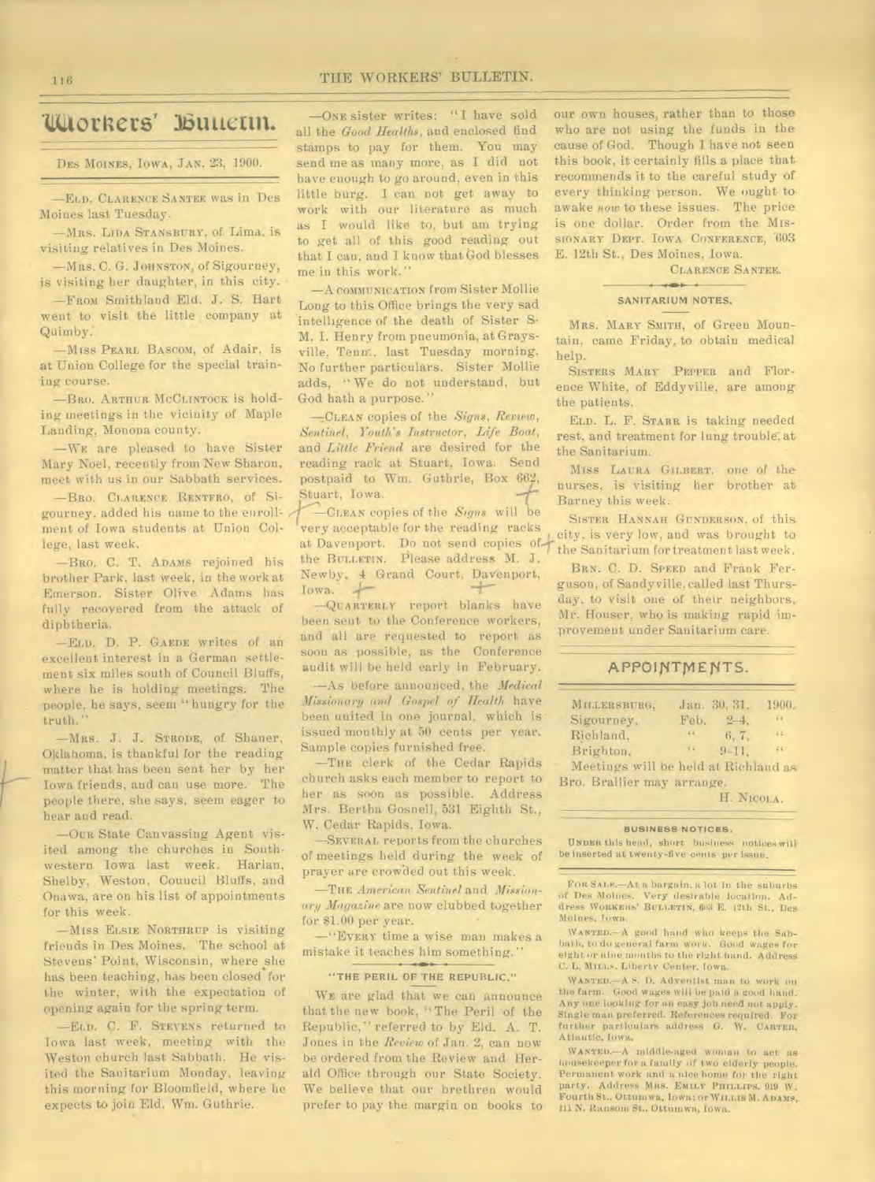# Workers' Bulletin.

DES MOINES, IOWA, JAN. 23, 1900.

—ELD. CLARENCE SANTEE was in Des Moines last Tuesday.

—MRS. LIDA STANSBURY, of Lima, is visiting relatives in Des Moines.

—MRS. C. G. JOHNSTON, of Sigourney, is visiting her daughter, in this city.

—FROM Smithland Eld. J. S. Hart went to visit the little company at Quimby.

—MISS PEARL BASCOM, of Adair, is at Union College for the special training course.

—BRO. ARTHUR MCCLINTOCK is holding meetings in the vicinity of Maple Landing, Monona county.

—WE are pleased to have Sister Mary Noel, recently from New Sharon, meet with us in our Sabbath services.

—BRO. CLARENCE RENTFRO, of Sigourney, added his name to the enrollment of Iowa students at Union College, last week.

—BRO. C. T. ADAMS rejoined his brother Park, last week, in the work at Emerson. Sister Olive Adams has fully recovered from the attack of diphtheria.

—ELD. D. P. GAEDE writes of an excellent interest in a German settlement six miles south of Council Bluffs, where he is holding meetings. The people, he says, seem "hungry for the truth."

—MRS. J. J. STRODE, of Shaner, Oklahoma, is thankful for the reading matter that has been sent her by her Iowa friends, and can use more. The people there, she says, seem eager to hear and read.

—OUR State Canvassing Agent visited among the churches in Southwestern Iowa last week. Harlan, Shelby, Weston, Council Bluffs, and Onawa, are on his list of appointments for this week.

—MISS ELSIE NORTHRUP is visiting friends in Des Moines. The school at Stevens' Point, Wisconsin, where she has been teaching, has been closed for the winter, with the expectation of opening again for the spring term.

—ELD. C. F. STEVENS returned to Iowa last week, meeting with the Weston church last Sabbath. He visited the Sanitarium Monday, leaving this morning for Bloomfield, where he expects to join Eld. Wm. Guthrie.

—ONE sister writes: "I have sold all the *Good Healths*, and enclosed find stamps to pay for them. You may send me as many more, as I did not have enough to go around, even in this little burg. I can not get away to work with our literature as much as I would like to, but am trying to get all of this good reading out that I can, and I know that God blesses me in this work."

—A COMMUNICATION from Sister Mollie Long to this Office brings the very sad intelligence of the death of Sister S. M. I. Henry from pneumonia, at Graysville, Tenn., last Tuesday morning. No further particulars. Sister Mollie adds, "We do not understand, but God hath a purpose."

—CLEAN copies of the *Signs*, *Review*, *Sentinel*, *Youth's Instructor*, *Life Boat*, and *Little Friend* are desired for the reading rack at Stuart, Iowa. Send postpaid to Wm. Guthrie, Box 662, Stuart, Iowa.

—CLEAN copies of the *Signs* will be very acceptable for the reading racks at Davenport. Do not send copies of the BULLETIN. Please address M. J. Newby, 4 Grand Court, Davenport, Iowa.

—QUARTERLY report blanks have been sent to the Conference workers, and all are requested to report as soon as possible, as the Conference audit will be held early in February.

—As before announced, the *Medical Missionary and Gospel of Health* have been united in one journal, which is issued monthly at 50 cents per year. Sample copies furnished free.

—THE clerk of the Cedar Rapids church asks each member to report to her as soon as possible. Address Mrs. Bertha Gosnell, 531 Eighth St., W. Cedar Rapids, Iowa.

—SEVERAL reports from the churches of meetings held during the week of prayer are crowded out this week.

—THE *American Sentinel* and *Missionary Magazine* are now clubbed together for $1.00 per year.

—"EVERY time a wise man makes a mistake it teaches him something."

### "THE PERIL OF THE REPUBLIC."

WE are glad that we can announce that the new book, "The Peril of the Republic," referred to by Eld. A. T. Jones in the *Review* of Jan. 2, can now be ordered from the Review and Herald Office through our State Society. We believe that our brethren would prefer to pay the margin on books to our own houses, rather than to those who are not using the funds in the cause of God. Though I have not seen this book, it certainly fills a place that recommends it to the careful study of every thinking person. We ought to awake *now* to these issues. The price is one dollar. Order from the MISSIONARY DEPT. IOWA CONFERENCE, 603 E. 12th St., Des Moines, Iowa.

CLARENCE SANTEE.

### SANITARIUM NOTES.

MRS. MARY SMITH, of Green Mountain, came Friday, to obtain medical help.

SISTERS MARY PEPPER and Florence White, of Eddyville, are among the patients.

ELD. L. F. STARR is taking needed rest, and treatment for lung trouble, at the Sanitarium.

MISS LAURA GILBERT, one of the nurses, is visiting her brother at Barney this week.

SISTER HANNAH GUNDERSON, of this city, is very low, and was brought to the Sanitarium for treatment last week.

BRN. C. D. SPEED and Frank Ferguson, of Sandyville, called last Thursday, to visit one of their neighbors, Mr. Houser, who is making rapid improvement under Sanitarium care.

## APPOINTMENTS.

| | | |
|---|---|---|
| MILLERSBURG, | Jan. 30, 31, | 1900. |
| Sigourney, | Feb. 2-4, | " |
| Richland, | " 6, 7, | " |
| Brighton, | " 9-11, | " |

Meetings will be held at Richland as Bro. Brallier may arrange.

H. NICOLA.

### BUSINESS NOTICES.

UNDER this head, short business notices will be inserted at twenty-five cents per issue.

FOR SALE.—At a bargain, a lot in the suburbs of Des Moines. Very desirable location. Address WORKERS' BULLETIN, 603 E. 12th St., Des Moines, Iowa.

WANTED.—A good hand who keeps the Sabbath, to do general farm work. Good wages for eight or nine months to the right hand. Address C. L. MILLS, Liberty Center, Iowa.

WANTED.—A S. D. Adventist man to work on the farm. Good wages will be paid a good hand. Any one looking for an easy job need not apply. Single man preferred. References required. For further particulars address G. W. CARTER, Atlantic, Iowa.

WANTED.—A middle-aged woman to act as housekeeper for a family of two elderly people. Permanent work and a nice home for the right party. Address MRS. EMILY PHILLIPS, 919 W. Fourth St., Ottumwa, Iowa; or WILLIS M. ADAMS, 111 N. Ransom St., Ottumwa, Iowa.